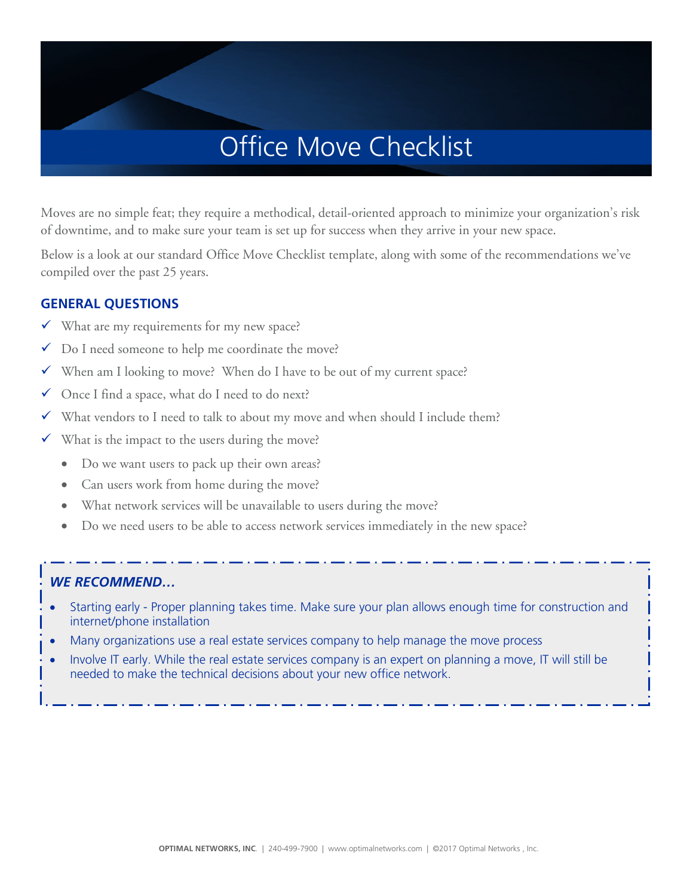# Office Move Checklist

Moves are no simple feat; they require a methodical, detail-oriented approach to minimize your organization's risk of downtime, and to make sure your team is set up for success when they arrive in your new space.

Below is a look at our standard Office Move Checklist template, along with some of the recommendations we've compiled over the past 25 years.

## GENERAL QUESTIONS

- ✓ What are my requirements for my new space?
- ✓ Do I need someone to help me coordinate the move?
- ✓ When am I looking to move? When do I have to be out of my current space?
- ✓ Once I find a space, what do I need to do next?
- ✓ What vendors to I need to talk to about my move and when should I include them?
- ✓ What is the impact to the users during the move?
  - Do we want users to pack up their own areas?
  - Can users work from home during the move?
  - What network services will be unavailable to users during the move?
  - Do we need users to be able to access network services immediately in the new space?

### *WE RECOMMEND…*

- Starting early - Proper planning takes time. Make sure your plan allows enough time for construction and internet/phone installation
- Many organizations use a real estate services company to help manage the move process
- Involve IT early. While the real estate services company is an expert on planning a move, IT will still be needed to make the technical decisions about your new office network.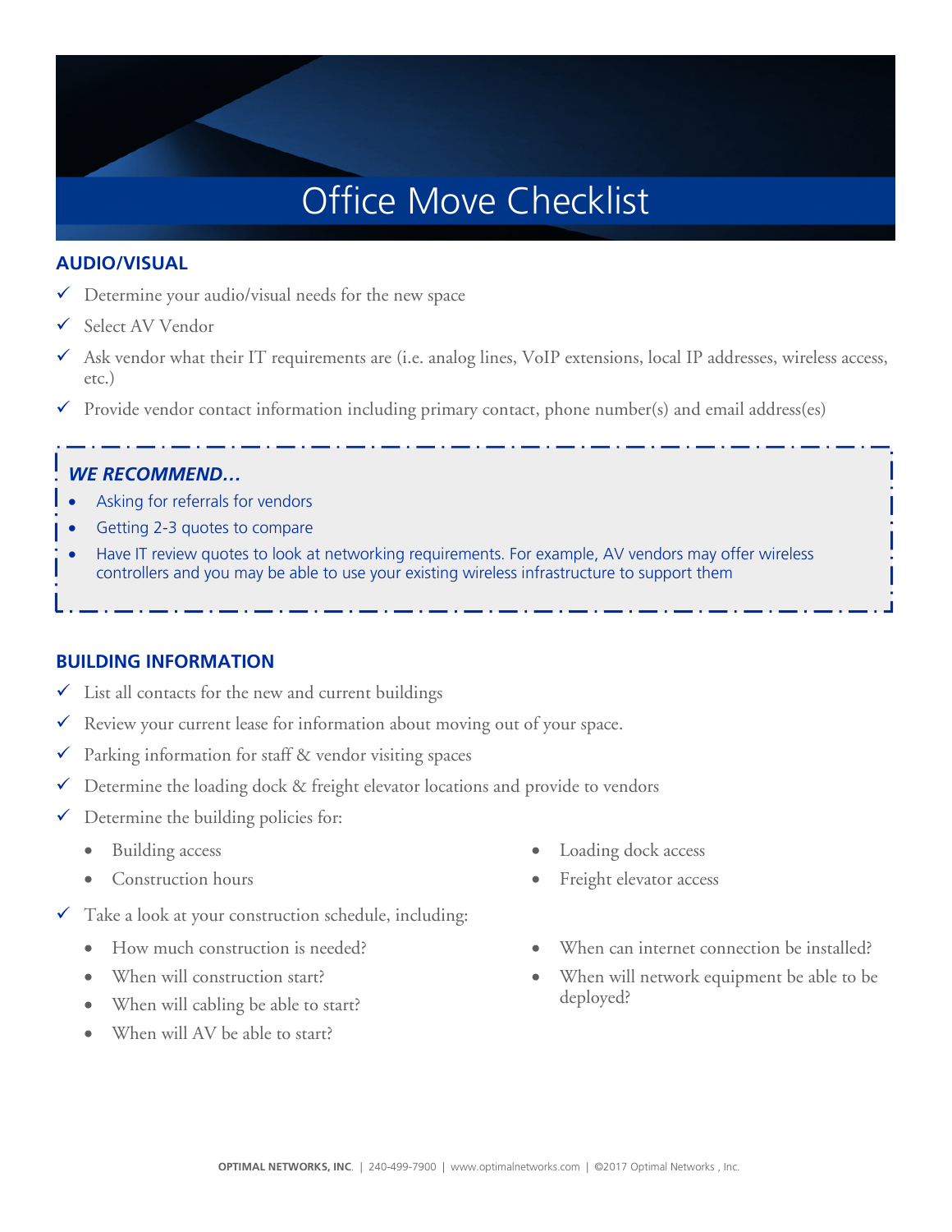# Office Move Checklist

## AUDIO/VISUAL

- ✓ Determine your audio/visual needs for the new space
- ✓ Select AV Vendor
- ✓ Ask vendor what their IT requirements are (i.e. analog lines, VoIP extensions, local IP addresses, wireless access, etc.)
- ✓ Provide vendor contact information including primary contact, phone number(s) and email address(es)

> ***WE RECOMMEND…***
>
> - Asking for referrals for vendors
> - Getting 2-3 quotes to compare
> - Have IT review quotes to look at networking requirements. For example, AV vendors may offer wireless controllers and you may be able to use your existing wireless infrastructure to support them

## BUILDING INFORMATION

- ✓ List all contacts for the new and current buildings
- ✓ Review your current lease for information about moving out of your space.
- ✓ Parking information for staff & vendor visiting spaces
- ✓ Determine the loading dock & freight elevator locations and provide to vendors
- ✓ Determine the building policies for:
  - Building access
  - Construction hours
  - Loading dock access
  - Freight elevator access
- ✓ Take a look at your construction schedule, including:
  - How much construction is needed?
  - When will construction start?
  - When will cabling be able to start?
  - When will AV be able to start?
  - When can internet connection be installed?
  - When will network equipment be able to be deployed?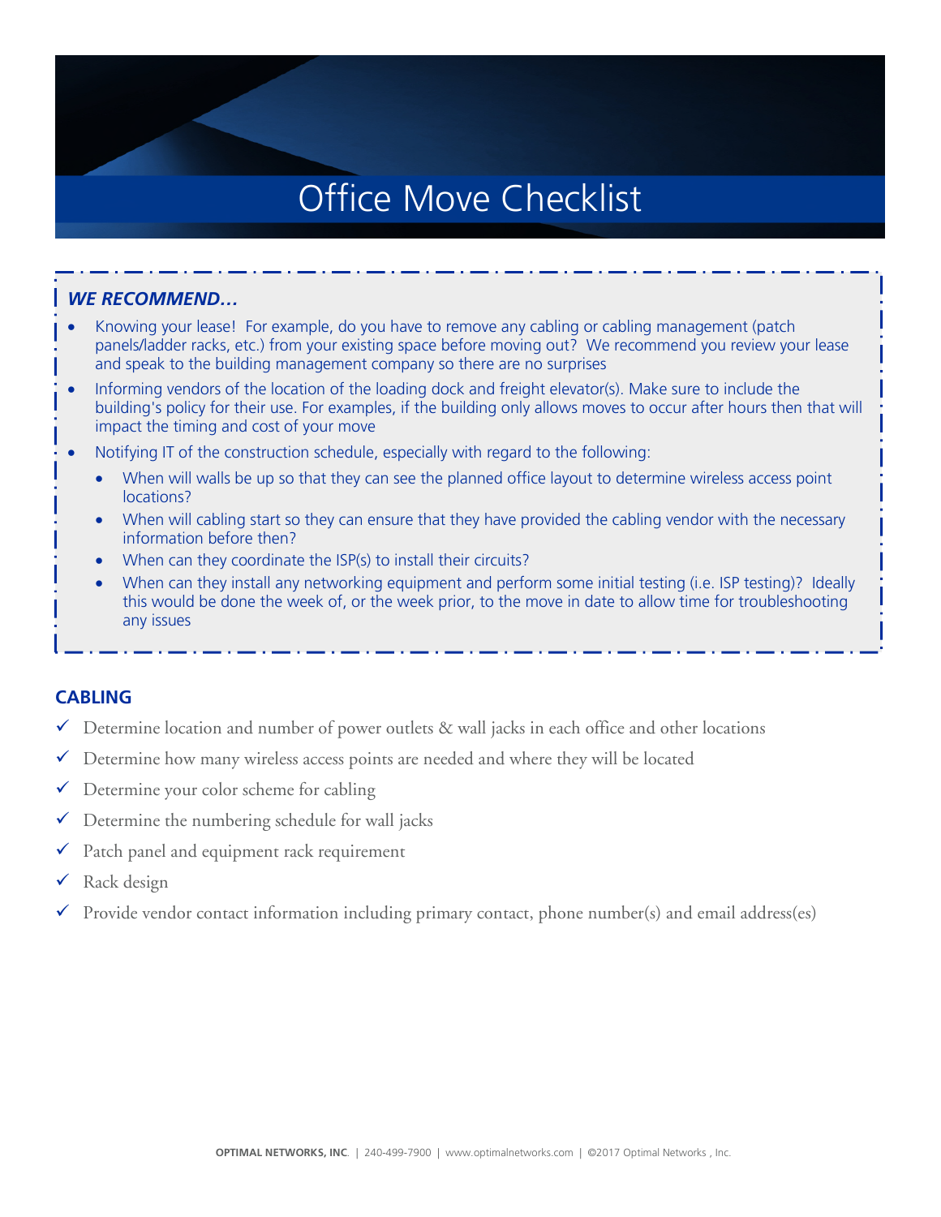# Office Move Checklist

***WE RECOMMEND…***

- Knowing your lease! For example, do you have to remove any cabling or cabling management (patch panels/ladder racks, etc.) from your existing space before moving out? We recommend you review your lease and speak to the building management company so there are no surprises
- Informing vendors of the location of the loading dock and freight elevator(s). Make sure to include the building's policy for their use. For examples, if the building only allows moves to occur after hours then that will impact the timing and cost of your move
- Notifying IT of the construction schedule, especially with regard to the following:
  - When will walls be up so that they can see the planned office layout to determine wireless access point locations?
  - When will cabling start so they can ensure that they have provided the cabling vendor with the necessary information before then?
  - When can they coordinate the ISP(s) to install their circuits?
  - When can they install any networking equipment and perform some initial testing (i.e. ISP testing)? Ideally this would be done the week of, or the week prior, to the move in date to allow time for troubleshooting any issues

## CABLING

- ✓ Determine location and number of power outlets & wall jacks in each office and other locations
- ✓ Determine how many wireless access points are needed and where they will be located
- ✓ Determine your color scheme for cabling
- ✓ Determine the numbering schedule for wall jacks
- ✓ Patch panel and equipment rack requirement
- ✓ Rack design
- ✓ Provide vendor contact information including primary contact, phone number(s) and email address(es)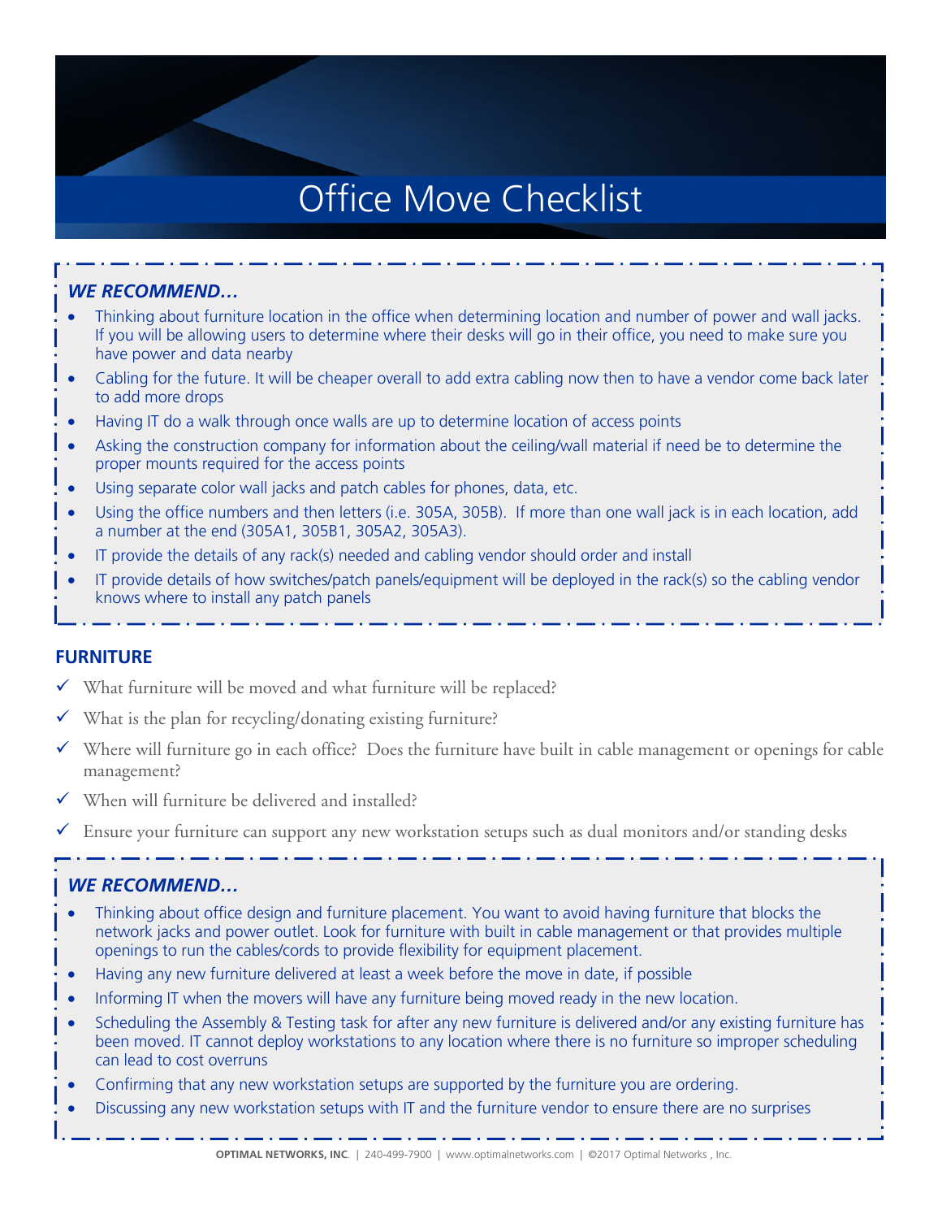# Office Move Checklist

***WE RECOMMEND…***

- Thinking about furniture location in the office when determining location and number of power and wall jacks. If you will be allowing users to determine where their desks will go in their office, you need to make sure you have power and data nearby
- Cabling for the future. It will be cheaper overall to add extra cabling now then to have a vendor come back later to add more drops
- Having IT do a walk through once walls are up to determine location of access points
- Asking the construction company for information about the ceiling/wall material if need be to determine the proper mounts required for the access points
- Using separate color wall jacks and patch cables for phones, data, etc.
- Using the office numbers and then letters (i.e. 305A, 305B). If more than one wall jack is in each location, add a number at the end (305A1, 305B1, 305A2, 305A3).
- IT provide the details of any rack(s) needed and cabling vendor should order and install
- IT provide details of how switches/patch panels/equipment will be deployed in the rack(s) so the cabling vendor knows where to install any patch panels

## FURNITURE

- ✓ What furniture will be moved and what furniture will be replaced?
- ✓ What is the plan for recycling/donating existing furniture?
- ✓ Where will furniture go in each office? Does the furniture have built in cable management or openings for cable management?
- ✓ When will furniture be delivered and installed?
- ✓ Ensure your furniture can support any new workstation setups such as dual monitors and/or standing desks

***WE RECOMMEND…***

- Thinking about office design and furniture placement. You want to avoid having furniture that blocks the network jacks and power outlet. Look for furniture with built in cable management or that provides multiple openings to run the cables/cords to provide flexibility for equipment placement.
- Having any new furniture delivered at least a week before the move in date, if possible
- Informing IT when the movers will have any furniture being moved ready in the new location.
- Scheduling the Assembly & Testing task for after any new furniture is delivered and/or any existing furniture has been moved. IT cannot deploy workstations to any location where there is no furniture so improper scheduling can lead to cost overruns
- Confirming that any new workstation setups are supported by the furniture you are ordering.
- Discussing any new workstation setups with IT and the furniture vendor to ensure there are no surprises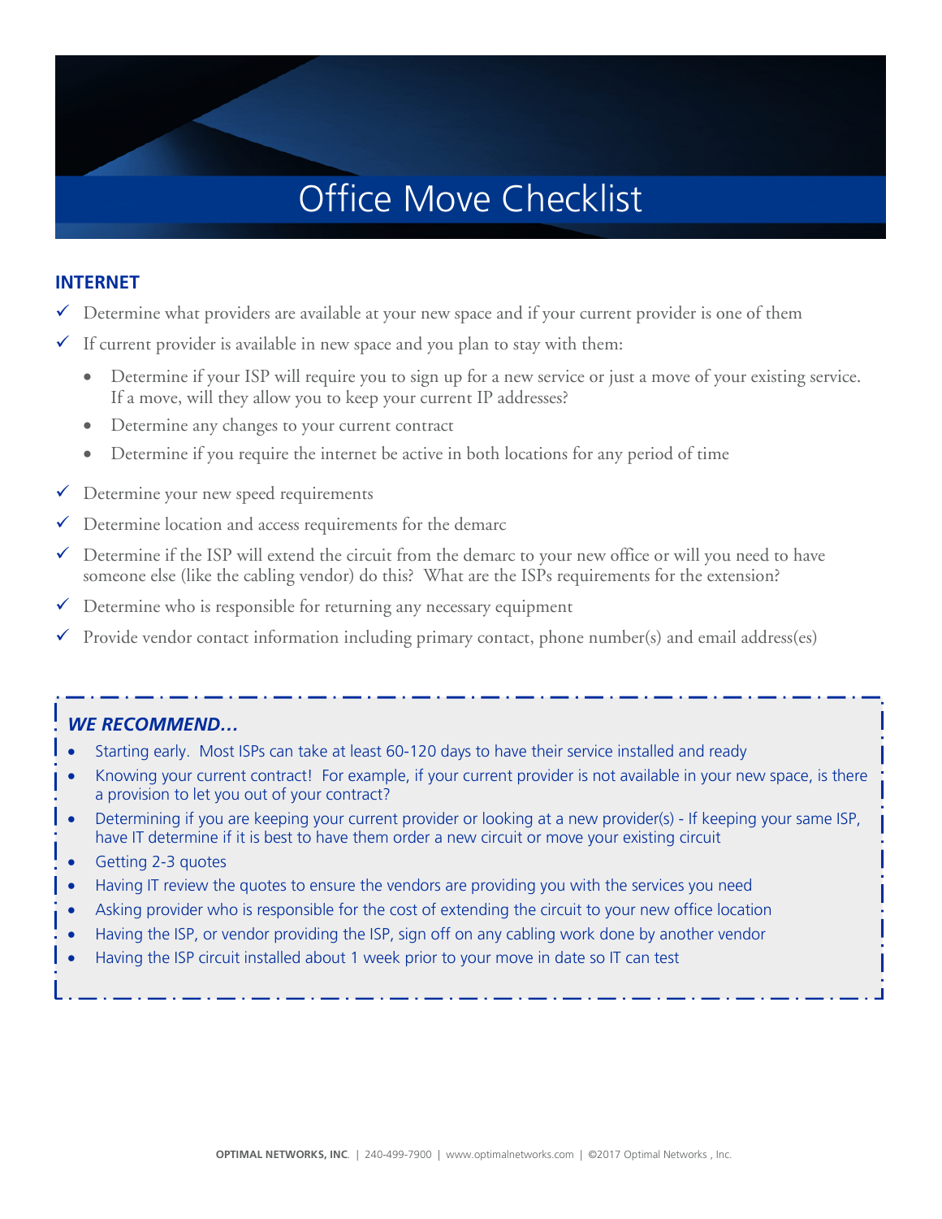# Office Move Checklist

## INTERNET

- ✓ Determine what providers are available at your new space and if your current provider is one of them
- ✓ If current provider is available in new space and you plan to stay with them:
  - Determine if your ISP will require you to sign up for a new service or just a move of your existing service. If a move, will they allow you to keep your current IP addresses?
  - Determine any changes to your current contract
  - Determine if you require the internet be active in both locations for any period of time
- ✓ Determine your new speed requirements
- ✓ Determine location and access requirements for the demarc
- ✓ Determine if the ISP will extend the circuit from the demarc to your new office or will you need to have someone else (like the cabling vendor) do this? What are the ISPs requirements for the extension?
- ✓ Determine who is responsible for returning any necessary equipment
- ✓ Provide vendor contact information including primary contact, phone number(s) and email address(es)

### *WE RECOMMEND…*

- Starting early. Most ISPs can take at least 60-120 days to have their service installed and ready
- Knowing your current contract! For example, if your current provider is not available in your new space, is there a provision to let you out of your contract?
- Determining if you are keeping your current provider or looking at a new provider(s) - If keeping your same ISP, have IT determine if it is best to have them order a new circuit or move your existing circuit
- Getting 2-3 quotes
- Having IT review the quotes to ensure the vendors are providing you with the services you need
- Asking provider who is responsible for the cost of extending the circuit to your new office location
- Having the ISP, or vendor providing the ISP, sign off on any cabling work done by another vendor
- Having the ISP circuit installed about 1 week prior to your move in date so IT can test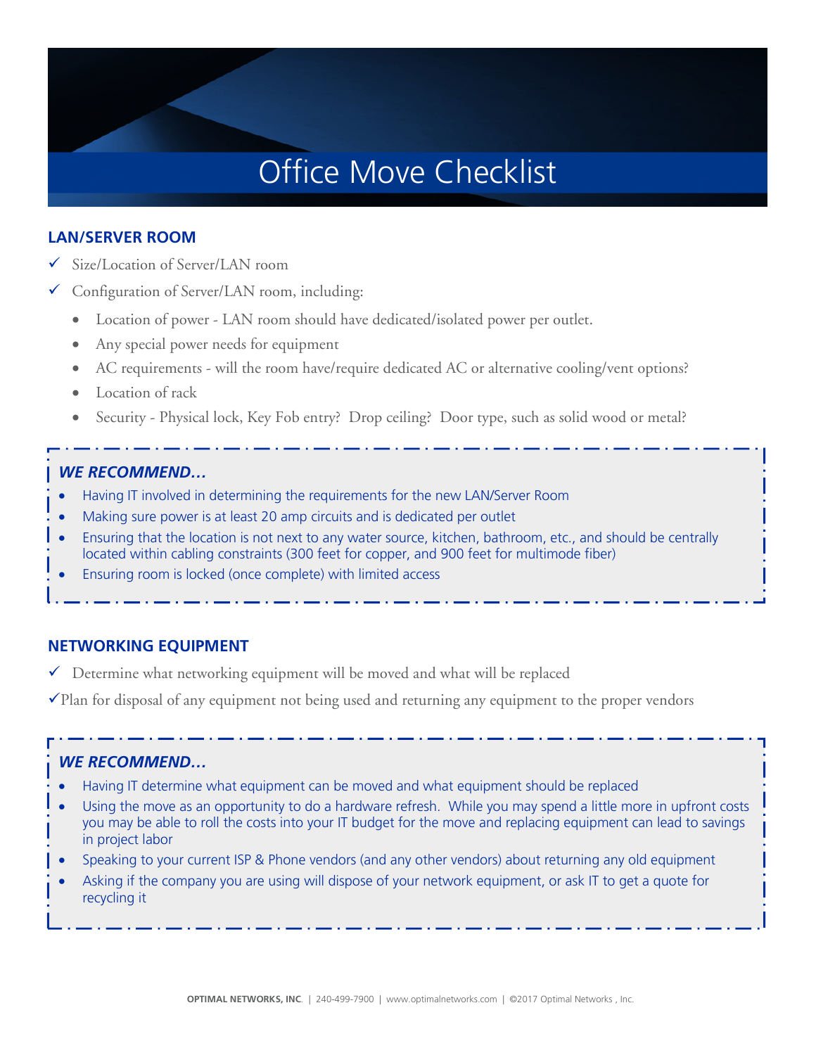# Office Move Checklist

## LAN/SERVER ROOM

- ✓ Size/Location of Server/LAN room
- ✓ Configuration of Server/LAN room, including:
  - Location of power - LAN room should have dedicated/isolated power per outlet.
  - Any special power needs for equipment
  - AC requirements - will the room have/require dedicated AC or alternative cooling/vent options?
  - Location of rack
  - Security - Physical lock, Key Fob entry? Drop ceiling? Door type, such as solid wood or metal?

### *WE RECOMMEND…*

- Having IT involved in determining the requirements for the new LAN/Server Room
- Making sure power is at least 20 amp circuits and is dedicated per outlet
- Ensuring that the location is not next to any water source, kitchen, bathroom, etc., and should be centrally located within cabling constraints (300 feet for copper, and 900 feet for multimode fiber)
- Ensuring room is locked (once complete) with limited access

## NETWORKING EQUIPMENT

- ✓ Determine what networking equipment will be moved and what will be replaced
- ✓ Plan for disposal of any equipment not being used and returning any equipment to the proper vendors

### *WE RECOMMEND…*

- Having IT determine what equipment can be moved and what equipment should be replaced
- Using the move as an opportunity to do a hardware refresh. While you may spend a little more in upfront costs you may be able to roll the costs into your IT budget for the move and replacing equipment can lead to savings in project labor
- Speaking to your current ISP & Phone vendors (and any other vendors) about returning any old equipment
- Asking if the company you are using will dispose of your network equipment, or ask IT to get a quote for recycling it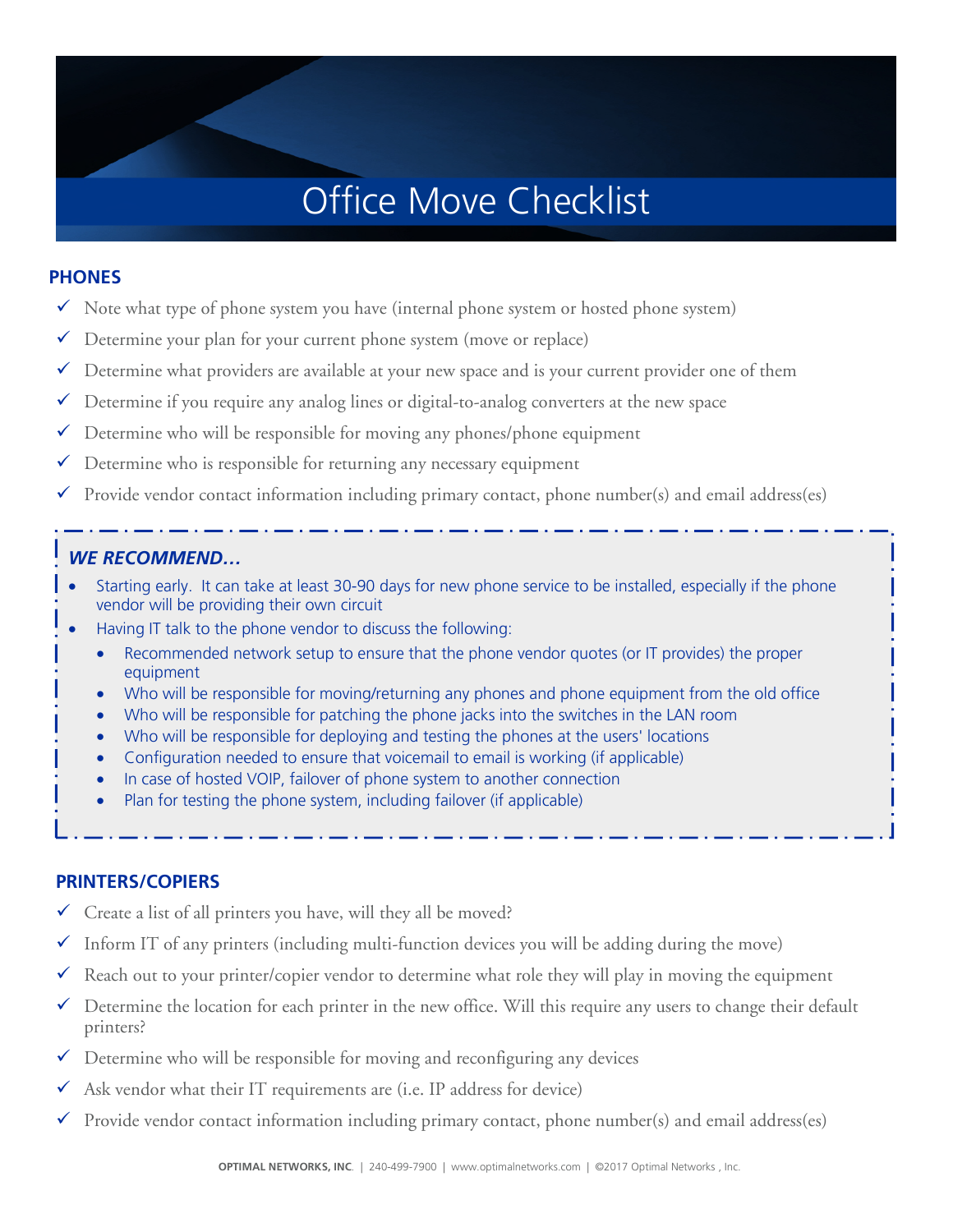# Office Move Checklist

## PHONES

- ✓ Note what type of phone system you have (internal phone system or hosted phone system)
- ✓ Determine your plan for your current phone system (move or replace)
- ✓ Determine what providers are available at your new space and is your current provider one of them
- ✓ Determine if you require any analog lines or digital-to-analog converters at the new space
- ✓ Determine who will be responsible for moving any phones/phone equipment
- ✓ Determine who is responsible for returning any necessary equipment
- ✓ Provide vendor contact information including primary contact, phone number(s) and email address(es)

***WE RECOMMEND…***

- Starting early. It can take at least 30-90 days for new phone service to be installed, especially if the phone vendor will be providing their own circuit
- Having IT talk to the phone vendor to discuss the following:
  - Recommended network setup to ensure that the phone vendor quotes (or IT provides) the proper equipment
  - Who will be responsible for moving/returning any phones and phone equipment from the old office
  - Who will be responsible for patching the phone jacks into the switches in the LAN room
  - Who will be responsible for deploying and testing the phones at the users' locations
  - Configuration needed to ensure that voicemail to email is working (if applicable)
  - In case of hosted VOIP, failover of phone system to another connection
  - Plan for testing the phone system, including failover (if applicable)

## PRINTERS/COPIERS

- ✓ Create a list of all printers you have, will they all be moved?
- ✓ Inform IT of any printers (including multi-function devices you will be adding during the move)
- ✓ Reach out to your printer/copier vendor to determine what role they will play in moving the equipment
- ✓ Determine the location for each printer in the new office. Will this require any users to change their default printers?
- ✓ Determine who will be responsible for moving and reconfiguring any devices
- ✓ Ask vendor what their IT requirements are (i.e. IP address for device)
- ✓ Provide vendor contact information including primary contact, phone number(s) and email address(es)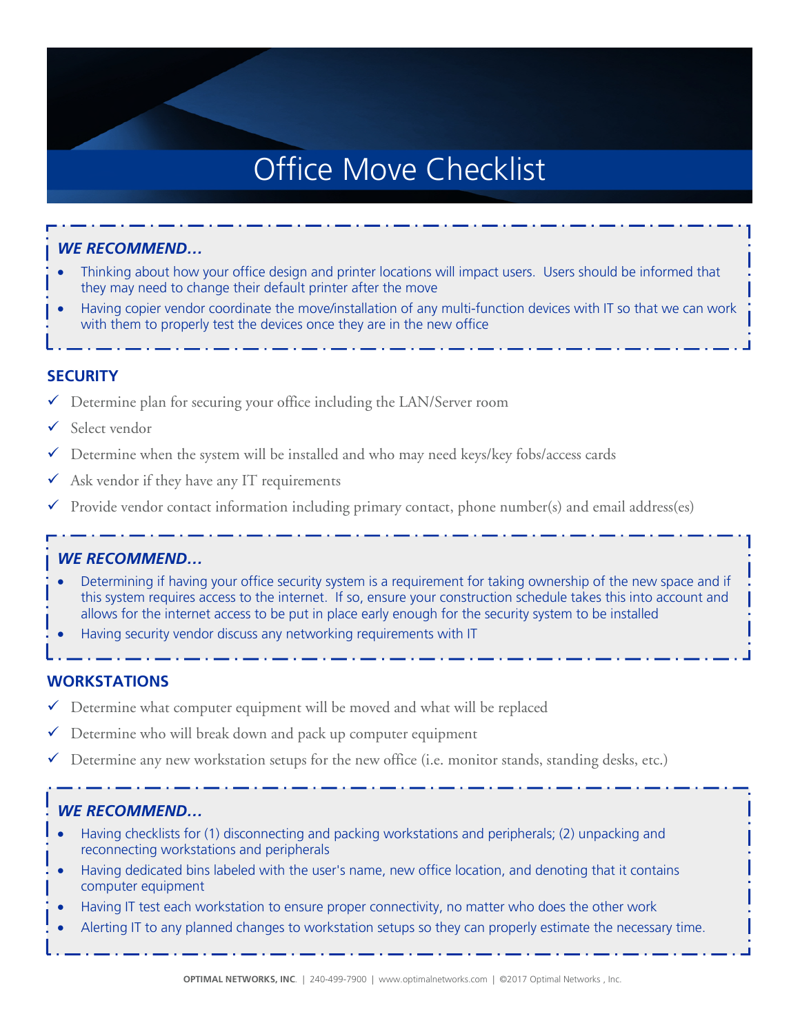# Office Move Checklist

***WE RECOMMEND…***

- Thinking about how your office design and printer locations will impact users. Users should be informed that they may need to change their default printer after the move
- Having copier vendor coordinate the move/installation of any multi-function devices with IT so that we can work with them to properly test the devices once they are in the new office

## SECURITY

- ✓ Determine plan for securing your office including the LAN/Server room
- ✓ Select vendor
- ✓ Determine when the system will be installed and who may need keys/key fobs/access cards
- ✓ Ask vendor if they have any IT requirements
- ✓ Provide vendor contact information including primary contact, phone number(s) and email address(es)

***WE RECOMMEND…***

- Determining if having your office security system is a requirement for taking ownership of the new space and if this system requires access to the internet. If so, ensure your construction schedule takes this into account and allows for the internet access to be put in place early enough for the security system to be installed
- Having security vendor discuss any networking requirements with IT

## WORKSTATIONS

- ✓ Determine what computer equipment will be moved and what will be replaced
- ✓ Determine who will break down and pack up computer equipment
- ✓ Determine any new workstation setups for the new office (i.e. monitor stands, standing desks, etc.)

***WE RECOMMEND…***

- Having checklists for (1) disconnecting and packing workstations and peripherals; (2) unpacking and reconnecting workstations and peripherals
- Having dedicated bins labeled with the user's name, new office location, and denoting that it contains computer equipment
- Having IT test each workstation to ensure proper connectivity, no matter who does the other work
- Alerting IT to any planned changes to workstation setups so they can properly estimate the necessary time.